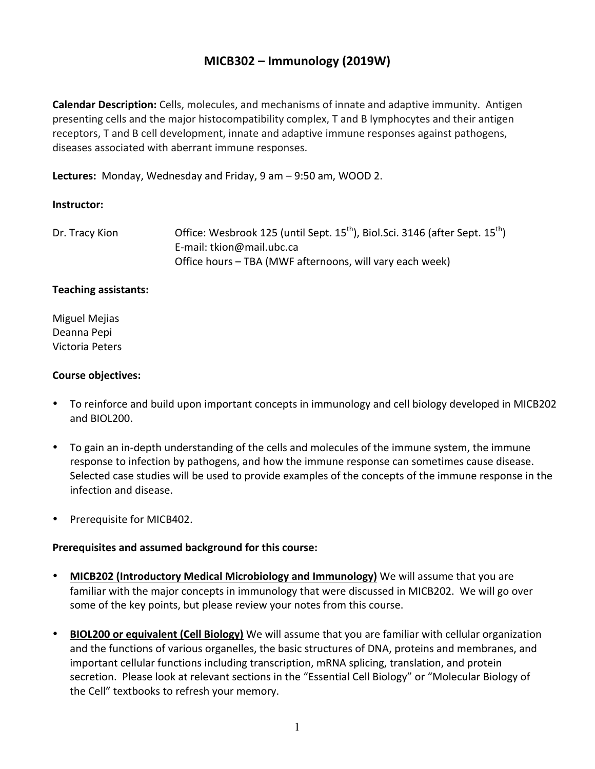# MICB302 – Immunology (2019W)

**Calendar Description:** Cells, molecules, and mechanisms of innate and adaptive immunity. Antigen presenting cells and the major histocompatibility complex, T and B lymphocytes and their antigen receptors, T and B cell development, innate and adaptive immune responses against pathogens, diseases associated with aberrant immune responses.

**Lectures:** Monday, Wednesday and Friday, 9 am – 9:50 am, WOOD 2.

**Instructor:**

Dr. Tracy Kion
Office: Wesbrook 125 (until Sept. 15th), Biol.Sci. 3146 (after Sept. 15th)
E-mail: tkion@mail.ubc.ca
Office hours – TBA (MWF afternoons, will vary each week)

**Teaching assistants:**

Miguel Mejias
Deanna Pepi
Victoria Peters

**Course objectives:**

- To reinforce and build upon important concepts in immunology and cell biology developed in MICB202 and BIOL200.
- To gain an in-depth understanding of the cells and molecules of the immune system, the immune response to infection by pathogens, and how the immune response can sometimes cause disease. Selected case studies will be used to provide examples of the concepts of the immune response in the infection and disease.
- Prerequisite for MICB402.

**Prerequisites and assumed background for this course:**

- **MICB202 (Introductory Medical Microbiology and Immunology)** We will assume that you are familiar with the major concepts in immunology that were discussed in MICB202. We will go over some of the key points, but please review your notes from this course.
- **BIOL200 or equivalent (Cell Biology)** We will assume that you are familiar with cellular organization and the functions of various organelles, the basic structures of DNA, proteins and membranes, and important cellular functions including transcription, mRNA splicing, translation, and protein secretion. Please look at relevant sections in the "Essential Cell Biology" or "Molecular Biology of the Cell" textbooks to refresh your memory.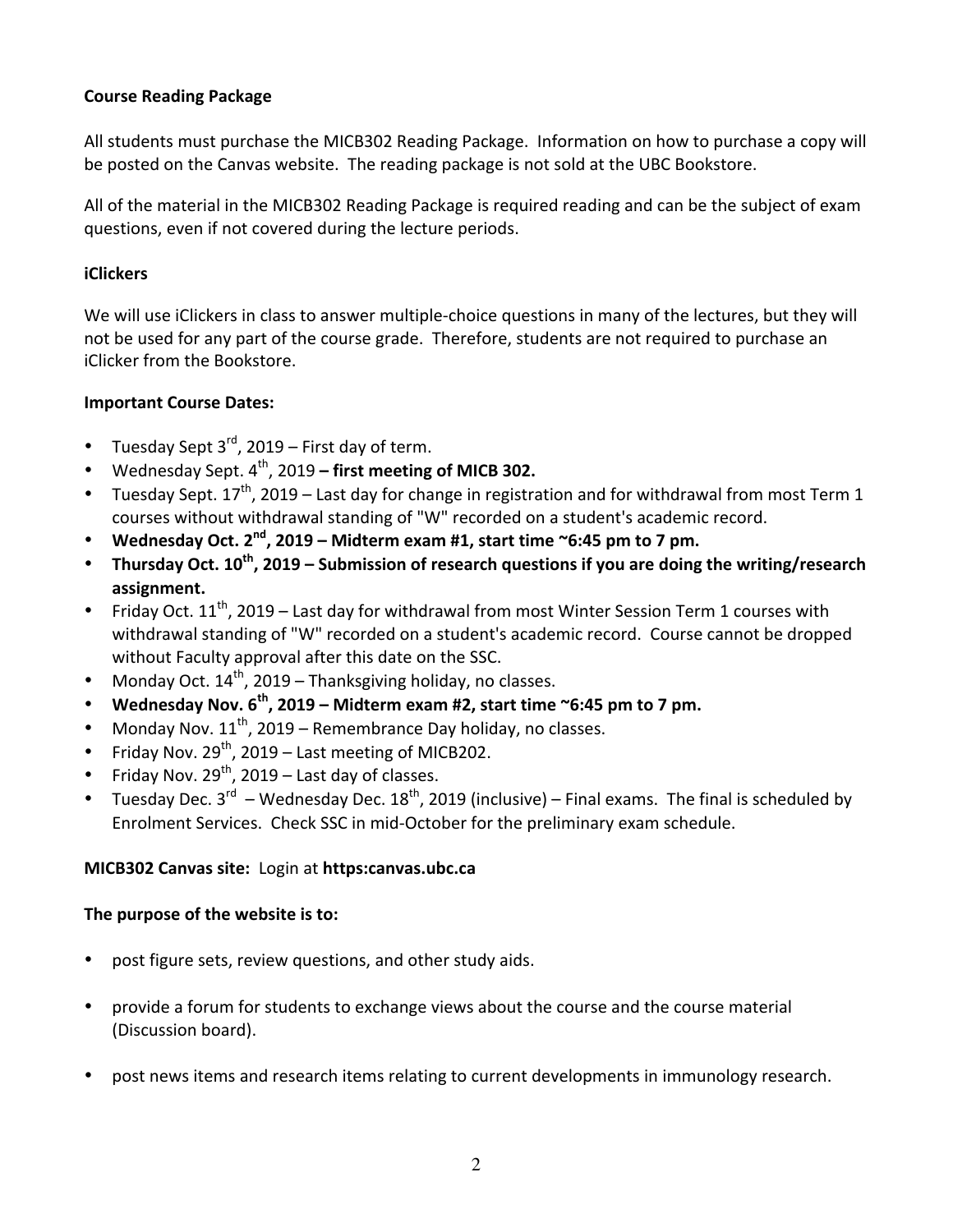**Course Reading Package**

All students must purchase the MICB302 Reading Package. Information on how to purchase a copy will be posted on the Canvas website. The reading package is not sold at the UBC Bookstore.

All of the material in the MICB302 Reading Package is required reading and can be the subject of exam questions, even if not covered during the lecture periods.

**iClickers**

We will use iClickers in class to answer multiple-choice questions in many of the lectures, but they will not be used for any part of the course grade. Therefore, students are not required to purchase an iClicker from the Bookstore.

**Important Course Dates:**

- Tuesday Sept 3rd, 2019 – First day of term.
- Wednesday Sept. 4th, 2019 **– first meeting of MICB 302.**
- Tuesday Sept. 17th, 2019 – Last day for change in registration and for withdrawal from most Term 1 courses without withdrawal standing of "W" recorded on a student's academic record.
- **Wednesday Oct. 2nd, 2019 – Midterm exam #1, start time ~6:45 pm to 7 pm.**
- **Thursday Oct. 10th, 2019 – Submission of research questions if you are doing the writing/research assignment.**
- Friday Oct. 11th, 2019 – Last day for withdrawal from most Winter Session Term 1 courses with withdrawal standing of "W" recorded on a student's academic record. Course cannot be dropped without Faculty approval after this date on the SSC.
- Monday Oct. 14th, 2019 – Thanksgiving holiday, no classes.
- **Wednesday Nov. 6th, 2019 – Midterm exam #2, start time ~6:45 pm to 7 pm.**
- Monday Nov. 11th, 2019 – Remembrance Day holiday, no classes.
- Friday Nov. 29th, 2019 – Last meeting of MICB202.
- Friday Nov. 29th, 2019 – Last day of classes.
- Tuesday Dec. 3rd – Wednesday Dec. 18th, 2019 (inclusive) – Final exams. The final is scheduled by Enrolment Services. Check SSC in mid-October for the preliminary exam schedule.

**MICB302 Canvas site:** Login at **https:canvas.ubc.ca**

**The purpose of the website is to:**

- post figure sets, review questions, and other study aids.
- provide a forum for students to exchange views about the course and the course material (Discussion board).
- post news items and research items relating to current developments in immunology research.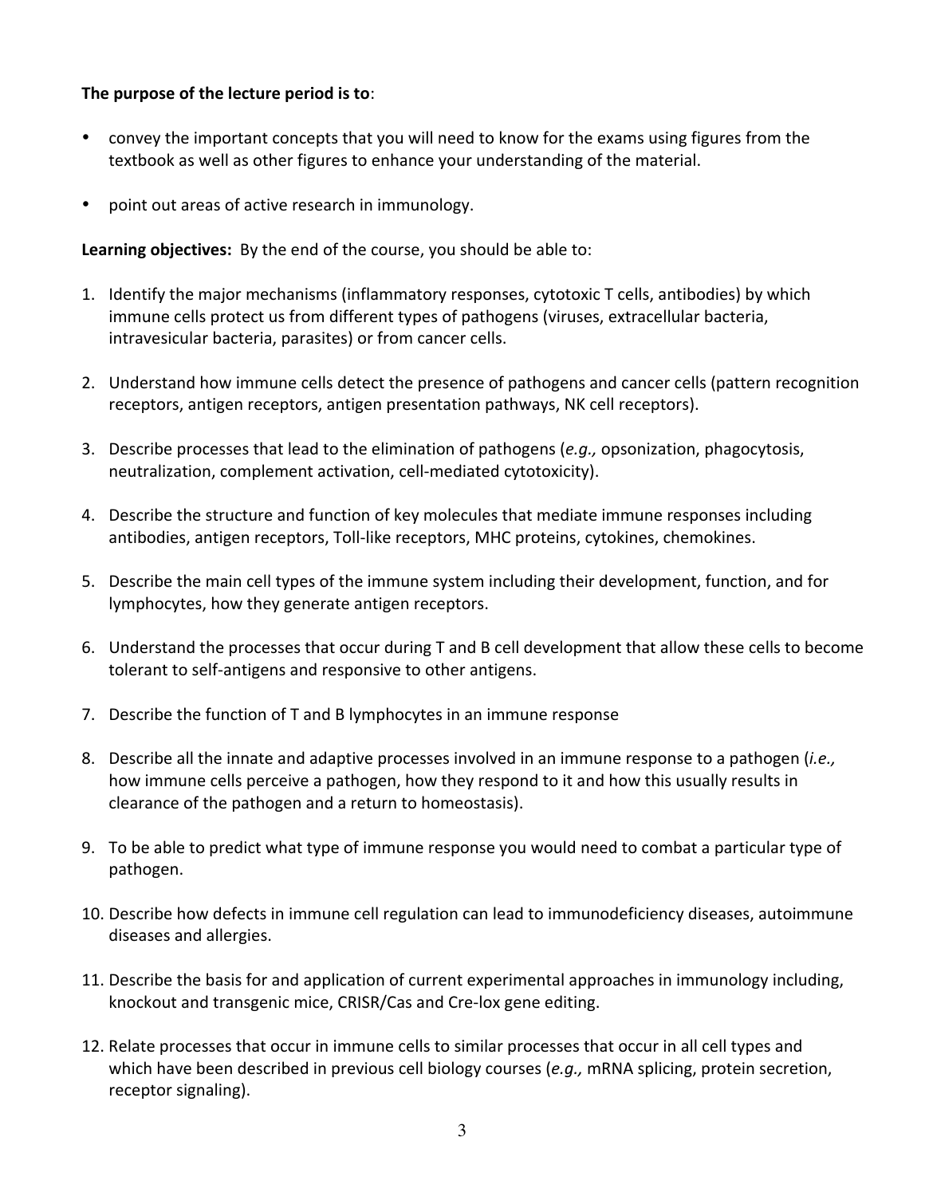**The purpose of the lecture period is to**:

- convey the important concepts that you will need to know for the exams using figures from the textbook as well as other figures to enhance your understanding of the material.
- point out areas of active research in immunology.

**Learning objectives:** By the end of the course, you should be able to:

1. Identify the major mechanisms (inflammatory responses, cytotoxic T cells, antibodies) by which immune cells protect us from different types of pathogens (viruses, extracellular bacteria, intravesicular bacteria, parasites) or from cancer cells.
2. Understand how immune cells detect the presence of pathogens and cancer cells (pattern recognition receptors, antigen receptors, antigen presentation pathways, NK cell receptors).
3. Describe processes that lead to the elimination of pathogens (*e.g.,* opsonization, phagocytosis, neutralization, complement activation, cell-mediated cytotoxicity).
4. Describe the structure and function of key molecules that mediate immune responses including antibodies, antigen receptors, Toll-like receptors, MHC proteins, cytokines, chemokines.
5. Describe the main cell types of the immune system including their development, function, and for lymphocytes, how they generate antigen receptors.
6. Understand the processes that occur during T and B cell development that allow these cells to become tolerant to self-antigens and responsive to other antigens.
7. Describe the function of T and B lymphocytes in an immune response
8. Describe all the innate and adaptive processes involved in an immune response to a pathogen (*i.e.,* how immune cells perceive a pathogen, how they respond to it and how this usually results in clearance of the pathogen and a return to homeostasis).
9. To be able to predict what type of immune response you would need to combat a particular type of pathogen.
10. Describe how defects in immune cell regulation can lead to immunodeficiency diseases, autoimmune diseases and allergies.
11. Describe the basis for and application of current experimental approaches in immunology including, knockout and transgenic mice, CRISR/Cas and Cre-lox gene editing.
12. Relate processes that occur in immune cells to similar processes that occur in all cell types and which have been described in previous cell biology courses (*e.g.,* mRNA splicing, protein secretion, receptor signaling).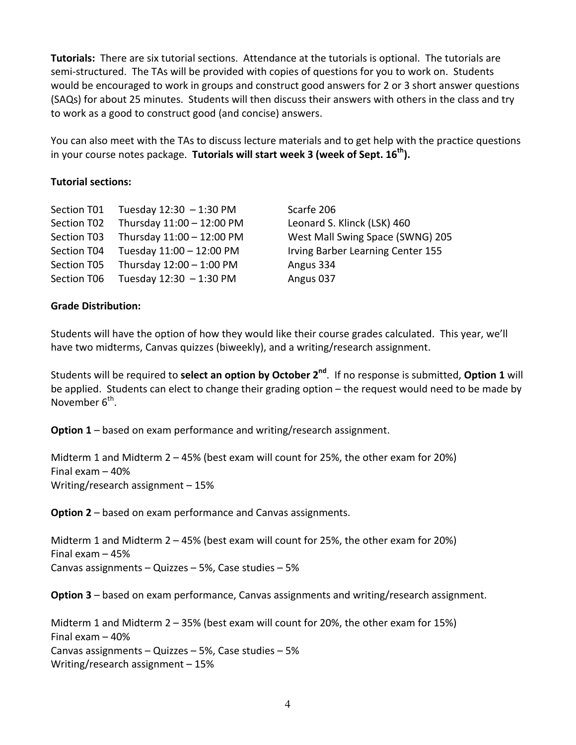**Tutorials:** There are six tutorial sections. Attendance at the tutorials is optional. The tutorials are semi-structured. The TAs will be provided with copies of questions for you to work on. Students would be encouraged to work in groups and construct good answers for 2 or 3 short answer questions (SAQs) for about 25 minutes. Students will then discuss their answers with others in the class and try to work as a good to construct good (and concise) answers.

You can also meet with the TAs to discuss lecture materials and to get help with the practice questions in your course notes package. **Tutorials will start week 3 (week of Sept. 16th).**

**Tutorial sections:**

| | | |
|---|---|---|
| Section T01 | Tuesday 12:30 – 1:30 PM | Scarfe 206 |
| Section T02 | Thursday 11:00 – 12:00 PM | Leonard S. Klinck (LSK) 460 |
| Section T03 | Thursday 11:00 – 12:00 PM | West Mall Swing Space (SWNG) 205 |
| Section T04 | Tuesday 11:00 – 12:00 PM | Irving Barber Learning Center 155 |
| Section T05 | Thursday 12:00 – 1:00 PM | Angus 334 |
| Section T06 | Tuesday 12:30 – 1:30 PM | Angus 037 |

**Grade Distribution:**

Students will have the option of how they would like their course grades calculated. This year, we'll have two midterms, Canvas quizzes (biweekly), and a writing/research assignment.

Students will be required to **select an option by October 2nd**. If no response is submitted, **Option 1** will be applied. Students can elect to change their grading option – the request would need to be made by November 6th.

**Option 1** – based on exam performance and writing/research assignment.

Midterm 1 and Midterm 2 – 45% (best exam will count for 25%, the other exam for 20%)
Final exam – 40%
Writing/research assignment – 15%

**Option 2** – based on exam performance and Canvas assignments.

Midterm 1 and Midterm 2 – 45% (best exam will count for 25%, the other exam for 20%)
Final exam – 45%
Canvas assignments – Quizzes – 5%, Case studies – 5%

**Option 3** – based on exam performance, Canvas assignments and writing/research assignment.

Midterm 1 and Midterm 2 – 35% (best exam will count for 20%, the other exam for 15%)
Final exam – 40%
Canvas assignments – Quizzes – 5%, Case studies – 5%
Writing/research assignment – 15%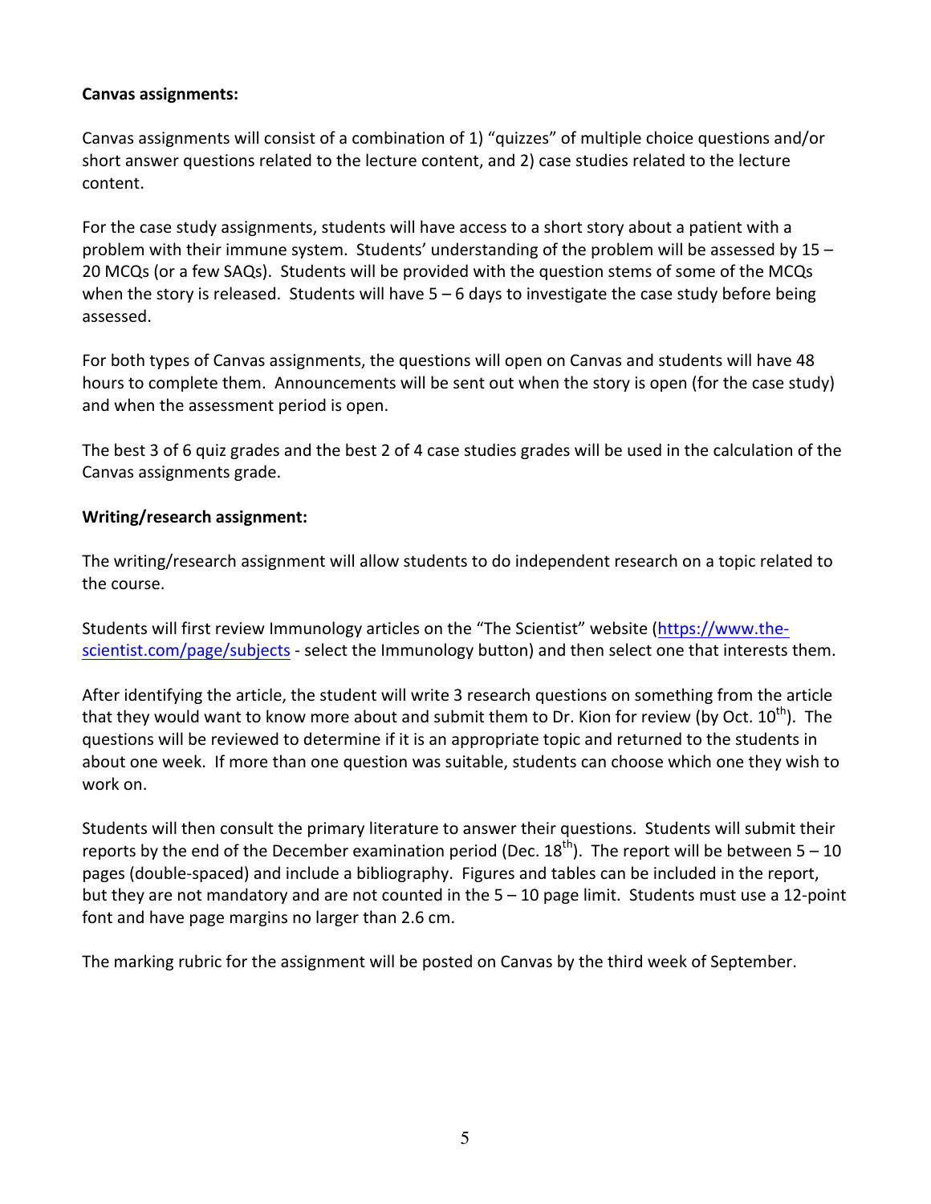**Canvas assignments:**

Canvas assignments will consist of a combination of 1) "quizzes" of multiple choice questions and/or short answer questions related to the lecture content, and 2) case studies related to the lecture content.

For the case study assignments, students will have access to a short story about a patient with a problem with their immune system. Students' understanding of the problem will be assessed by 15 – 20 MCQs (or a few SAQs). Students will be provided with the question stems of some of the MCQs when the story is released. Students will have 5 – 6 days to investigate the case study before being assessed.

For both types of Canvas assignments, the questions will open on Canvas and students will have 48 hours to complete them. Announcements will be sent out when the story is open (for the case study) and when the assessment period is open.

The best 3 of 6 quiz grades and the best 2 of 4 case studies grades will be used in the calculation of the Canvas assignments grade.

**Writing/research assignment:**

The writing/research assignment will allow students to do independent research on a topic related to the course.

Students will first review Immunology articles on the "The Scientist" website (https://www.the-scientist.com/page/subjects - select the Immunology button) and then select one that interests them.

After identifying the article, the student will write 3 research questions on something from the article that they would want to know more about and submit them to Dr. Kion for review (by Oct. 10th). The questions will be reviewed to determine if it is an appropriate topic and returned to the students in about one week. If more than one question was suitable, students can choose which one they wish to work on.

Students will then consult the primary literature to answer their questions. Students will submit their reports by the end of the December examination period (Dec. 18th). The report will be between 5 – 10 pages (double-spaced) and include a bibliography. Figures and tables can be included in the report, but they are not mandatory and are not counted in the 5 – 10 page limit. Students must use a 12-point font and have page margins no larger than 2.6 cm.

The marking rubric for the assignment will be posted on Canvas by the third week of September.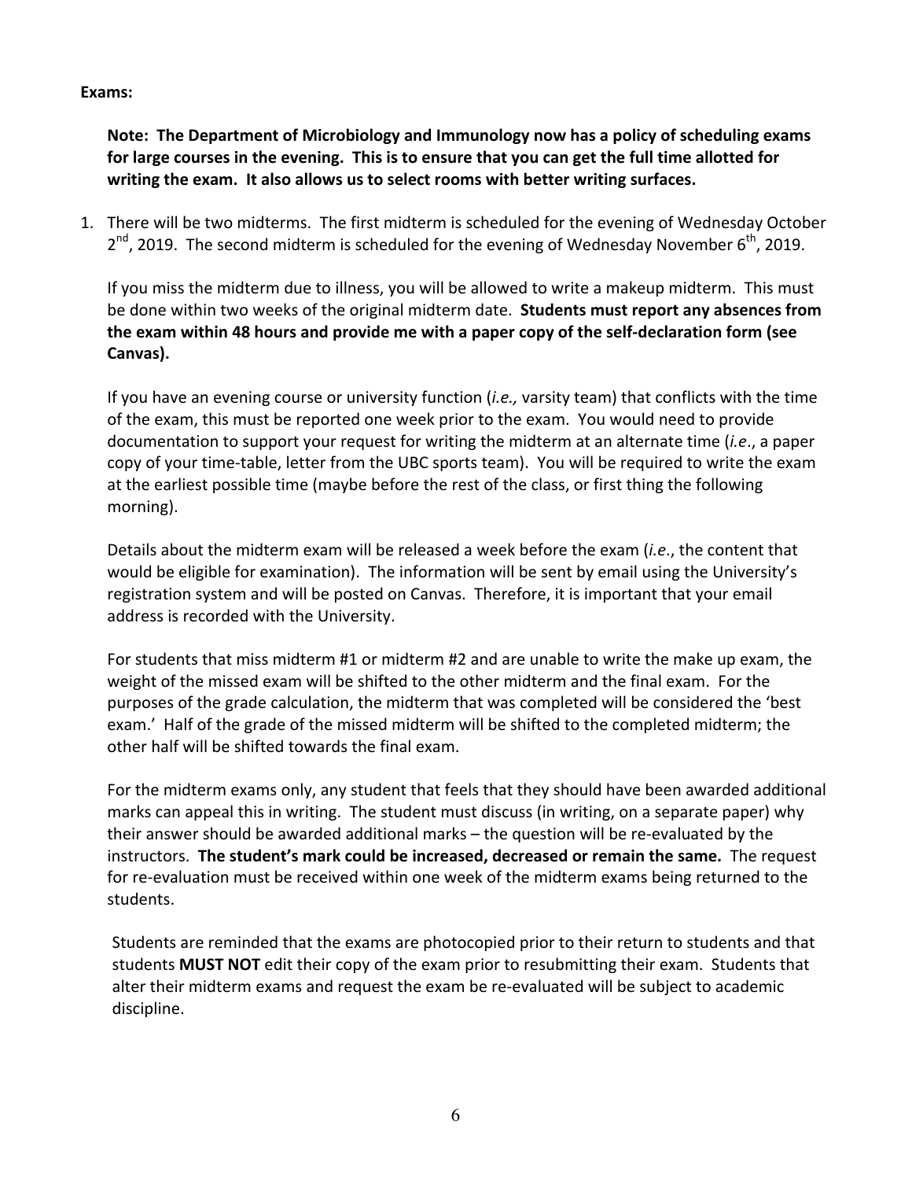**Exams:**

**Note: The Department of Microbiology and Immunology now has a policy of scheduling exams for large courses in the evening. This is to ensure that you can get the full time allotted for writing the exam. It also allows us to select rooms with better writing surfaces.**

1. There will be two midterms. The first midterm is scheduled for the evening of Wednesday October 2nd, 2019. The second midterm is scheduled for the evening of Wednesday November 6th, 2019.

   If you miss the midterm due to illness, you will be allowed to write a makeup midterm. This must be done within two weeks of the original midterm date. **Students must report any absences from the exam within 48 hours and provide me with a paper copy of the self-declaration form (see Canvas).**

   If you have an evening course or university function (*i.e.,* varsity team) that conflicts with the time of the exam, this must be reported one week prior to the exam. You would need to provide documentation to support your request for writing the midterm at an alternate time (*i.e*., a paper copy of your time-table, letter from the UBC sports team). You will be required to write the exam at the earliest possible time (maybe before the rest of the class, or first thing the following morning).

   Details about the midterm exam will be released a week before the exam (*i.e*., the content that would be eligible for examination). The information will be sent by email using the University's registration system and will be posted on Canvas. Therefore, it is important that your email address is recorded with the University.

   For students that miss midterm #1 or midterm #2 and are unable to write the make up exam, the weight of the missed exam will be shifted to the other midterm and the final exam. For the purposes of the grade calculation, the midterm that was completed will be considered the 'best exam.' Half of the grade of the missed midterm will be shifted to the completed midterm; the other half will be shifted towards the final exam.

   For the midterm exams only, any student that feels that they should have been awarded additional marks can appeal this in writing. The student must discuss (in writing, on a separate paper) why their answer should be awarded additional marks – the question will be re-evaluated by the instructors. **The student's mark could be increased, decreased or remain the same.** The request for re-evaluation must be received within one week of the midterm exams being returned to the students.

   Students are reminded that the exams are photocopied prior to their return to students and that students **MUST NOT** edit their copy of the exam prior to resubmitting their exam. Students that alter their midterm exams and request the exam be re-evaluated will be subject to academic discipline.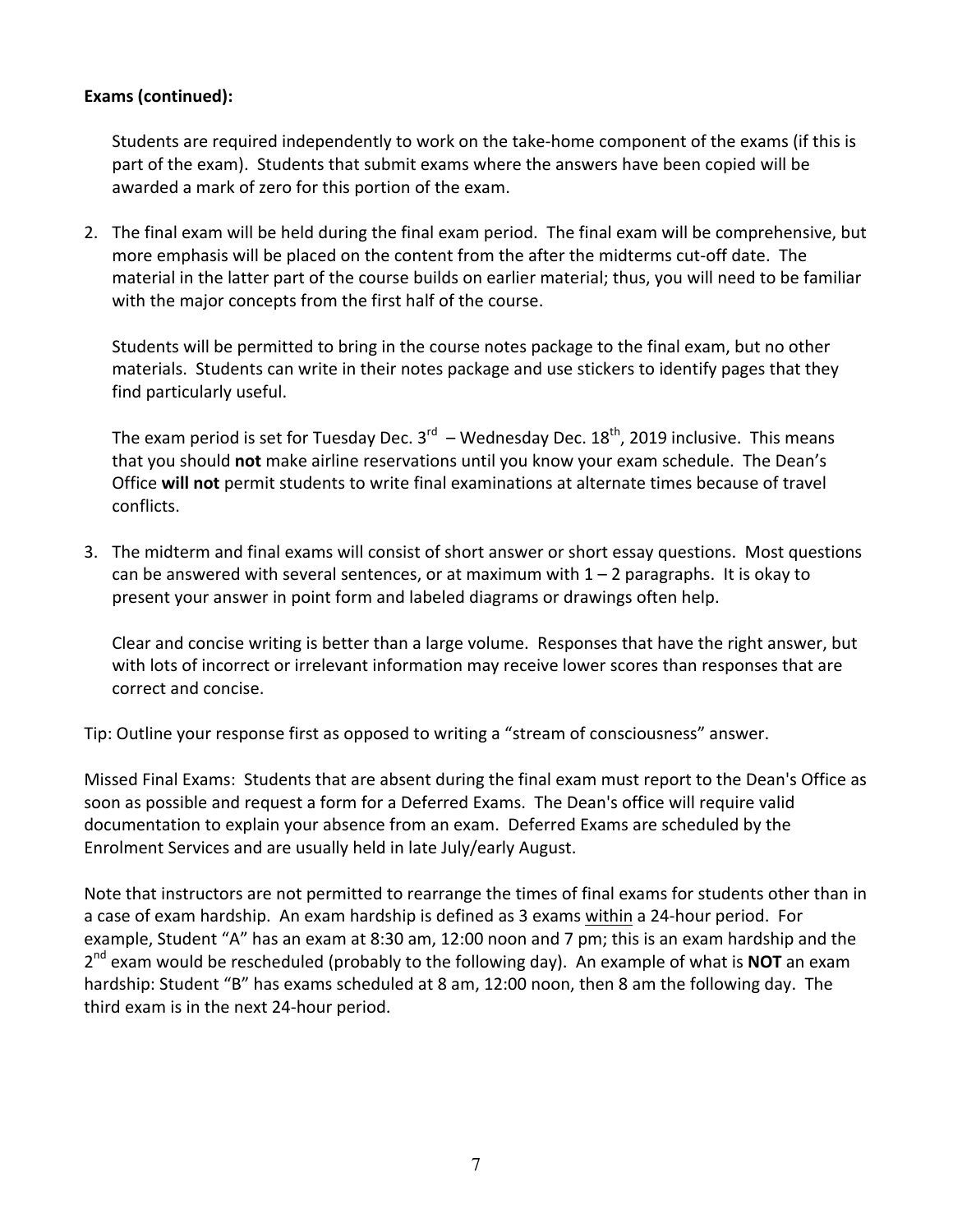**Exams (continued):**

Students are required independently to work on the take-home component of the exams (if this is part of the exam). Students that submit exams where the answers have been copied will be awarded a mark of zero for this portion of the exam.

2. The final exam will be held during the final exam period. The final exam will be comprehensive, but more emphasis will be placed on the content from the after the midterms cut-off date. The material in the latter part of the course builds on earlier material; thus, you will need to be familiar with the major concepts from the first half of the course.

   Students will be permitted to bring in the course notes package to the final exam, but no other materials. Students can write in their notes package and use stickers to identify pages that they find particularly useful.

   The exam period is set for Tuesday Dec. 3rd – Wednesday Dec. 18th, 2019 inclusive. This means that you should **not** make airline reservations until you know your exam schedule. The Dean's Office **will not** permit students to write final examinations at alternate times because of travel conflicts.

3. The midterm and final exams will consist of short answer or short essay questions. Most questions can be answered with several sentences, or at maximum with 1 – 2 paragraphs. It is okay to present your answer in point form and labeled diagrams or drawings often help.

   Clear and concise writing is better than a large volume. Responses that have the right answer, but with lots of incorrect or irrelevant information may receive lower scores than responses that are correct and concise.

Tip: Outline your response first as opposed to writing a "stream of consciousness" answer.

Missed Final Exams: Students that are absent during the final exam must report to the Dean's Office as soon as possible and request a form for a Deferred Exams. The Dean's office will require valid documentation to explain your absence from an exam. Deferred Exams are scheduled by the Enrolment Services and are usually held in late July/early August.

Note that instructors are not permitted to rearrange the times of final exams for students other than in a case of exam hardship. An exam hardship is defined as 3 exams <u>within</u> a 24-hour period. For example, Student "A" has an exam at 8:30 am, 12:00 noon and 7 pm; this is an exam hardship and the 2nd exam would be rescheduled (probably to the following day). An example of what is **NOT** an exam hardship: Student "B" has exams scheduled at 8 am, 12:00 noon, then 8 am the following day. The third exam is in the next 24-hour period.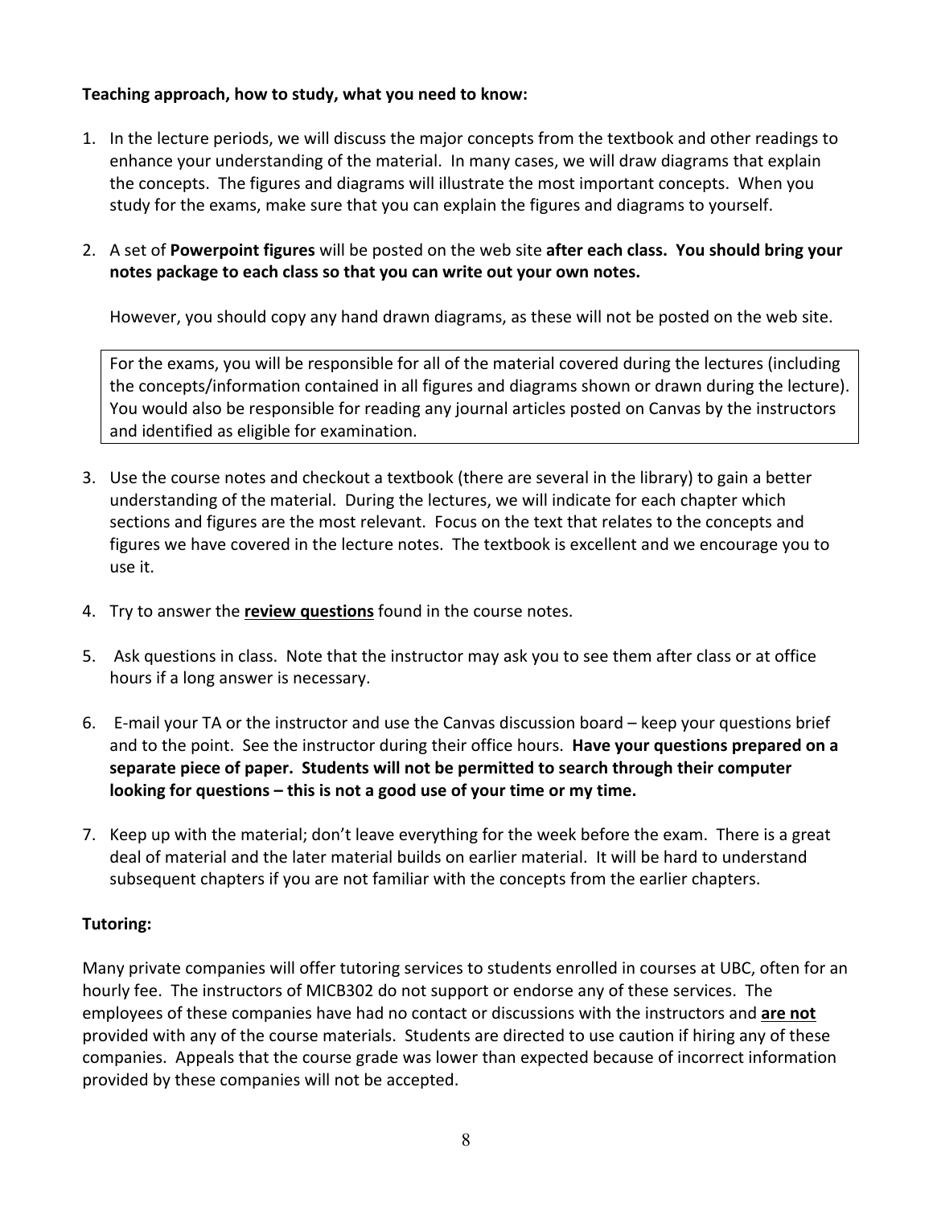**Teaching approach, how to study, what you need to know:**

1. In the lecture periods, we will discuss the major concepts from the textbook and other readings to enhance your understanding of the material. In many cases, we will draw diagrams that explain the concepts. The figures and diagrams will illustrate the most important concepts. When you study for the exams, make sure that you can explain the figures and diagrams to yourself.

2. A set of **Powerpoint figures** will be posted on the web site **after each class. You should bring your notes package to each class so that you can write out your own notes.**

   However, you should copy any hand drawn diagrams, as these will not be posted on the web site.

   For the exams, you will be responsible for all of the material covered during the lectures (including the concepts/information contained in all figures and diagrams shown or drawn during the lecture). You would also be responsible for reading any journal articles posted on Canvas by the instructors and identified as eligible for examination.

3. Use the course notes and checkout a textbook (there are several in the library) to gain a better understanding of the material. During the lectures, we will indicate for each chapter which sections and figures are the most relevant. Focus on the text that relates to the concepts and figures we have covered in the lecture notes. The textbook is excellent and we encourage you to use it.

4. Try to answer the **review questions** found in the course notes.

5. Ask questions in class. Note that the instructor may ask you to see them after class or at office hours if a long answer is necessary.

6. E-mail your TA or the instructor and use the Canvas discussion board – keep your questions brief and to the point. See the instructor during their office hours. **Have your questions prepared on a separate piece of paper. Students will not be permitted to search through their computer looking for questions – this is not a good use of your time or my time.**

7. Keep up with the material; don't leave everything for the week before the exam. There is a great deal of material and the later material builds on earlier material. It will be hard to understand subsequent chapters if you are not familiar with the concepts from the earlier chapters.

**Tutoring:**

Many private companies will offer tutoring services to students enrolled in courses at UBC, often for an hourly fee. The instructors of MICB302 do not support or endorse any of these services. The employees of these companies have had no contact or discussions with the instructors and **are not** provided with any of the course materials. Students are directed to use caution if hiring any of these companies. Appeals that the course grade was lower than expected because of incorrect information provided by these companies will not be accepted.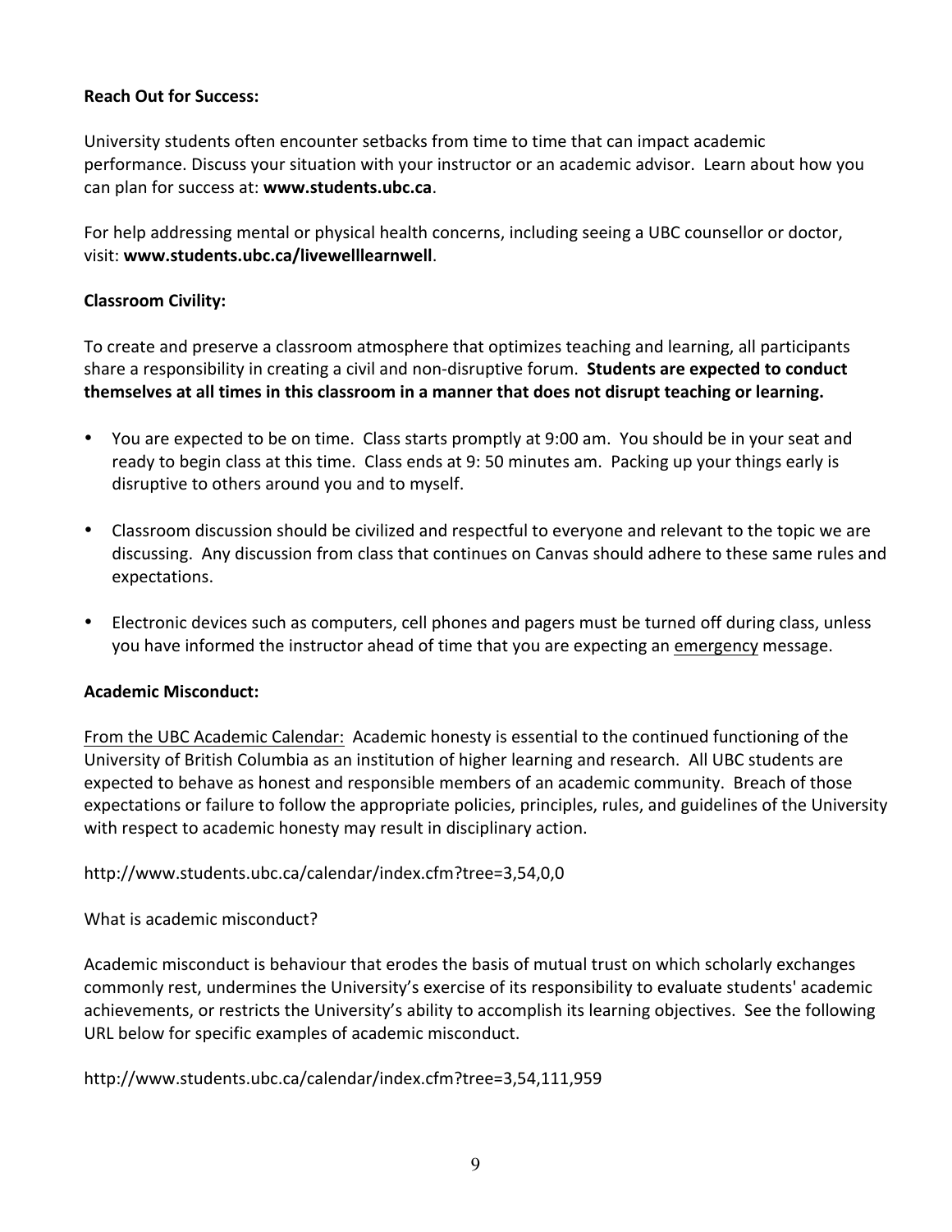**Reach Out for Success:**

University students often encounter setbacks from time to time that can impact academic performance. Discuss your situation with your instructor or an academic advisor. Learn about how you can plan for success at: **www.students.ubc.ca**.

For help addressing mental or physical health concerns, including seeing a UBC counsellor or doctor, visit: **www.students.ubc.ca/livewelllearnwell**.

**Classroom Civility:**

To create and preserve a classroom atmosphere that optimizes teaching and learning, all participants share a responsibility in creating a civil and non-disruptive forum. **Students are expected to conduct themselves at all times in this classroom in a manner that does not disrupt teaching or learning.**

- You are expected to be on time. Class starts promptly at 9:00 am. You should be in your seat and ready to begin class at this time. Class ends at 9: 50 minutes am. Packing up your things early is disruptive to others around you and to myself.
- Classroom discussion should be civilized and respectful to everyone and relevant to the topic we are discussing. Any discussion from class that continues on Canvas should adhere to these same rules and expectations.
- Electronic devices such as computers, cell phones and pagers must be turned off during class, unless you have informed the instructor ahead of time that you are expecting an <u>emergency</u> message.

**Academic Misconduct:**

<u>From the UBC Academic Calendar:</u> Academic honesty is essential to the continued functioning of the University of British Columbia as an institution of higher learning and research. All UBC students are expected to behave as honest and responsible members of an academic community. Breach of those expectations or failure to follow the appropriate policies, principles, rules, and guidelines of the University with respect to academic honesty may result in disciplinary action.

http://www.students.ubc.ca/calendar/index.cfm?tree=3,54,0,0

What is academic misconduct?

Academic misconduct is behaviour that erodes the basis of mutual trust on which scholarly exchanges commonly rest, undermines the University's exercise of its responsibility to evaluate students' academic achievements, or restricts the University's ability to accomplish its learning objectives. See the following URL below for specific examples of academic misconduct.

http://www.students.ubc.ca/calendar/index.cfm?tree=3,54,111,959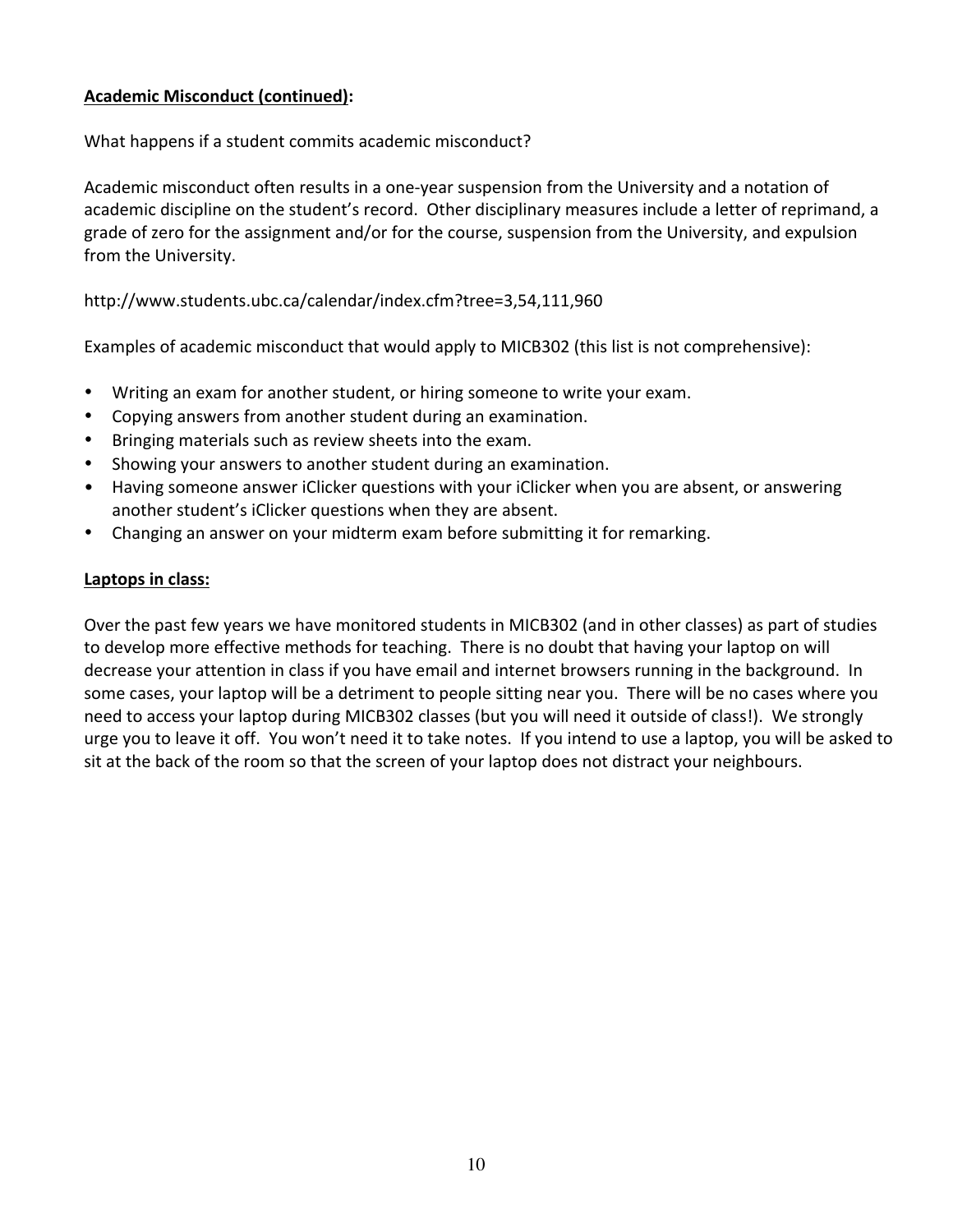**Academic Misconduct (continued):**

What happens if a student commits academic misconduct?

Academic misconduct often results in a one-year suspension from the University and a notation of academic discipline on the student's record. Other disciplinary measures include a letter of reprimand, a grade of zero for the assignment and/or for the course, suspension from the University, and expulsion from the University.

http://www.students.ubc.ca/calendar/index.cfm?tree=3,54,111,960

Examples of academic misconduct that would apply to MICB302 (this list is not comprehensive):

- Writing an exam for another student, or hiring someone to write your exam.
- Copying answers from another student during an examination.
- Bringing materials such as review sheets into the exam.
- Showing your answers to another student during an examination.
- Having someone answer iClicker questions with your iClicker when you are absent, or answering another student's iClicker questions when they are absent.
- Changing an answer on your midterm exam before submitting it for remarking.

**Laptops in class:**

Over the past few years we have monitored students in MICB302 (and in other classes) as part of studies to develop more effective methods for teaching. There is no doubt that having your laptop on will decrease your attention in class if you have email and internet browsers running in the background. In some cases, your laptop will be a detriment to people sitting near you. There will be no cases where you need to access your laptop during MICB302 classes (but you will need it outside of class!). We strongly urge you to leave it off. You won't need it to take notes. If you intend to use a laptop, you will be asked to sit at the back of the room so that the screen of your laptop does not distract your neighbours.